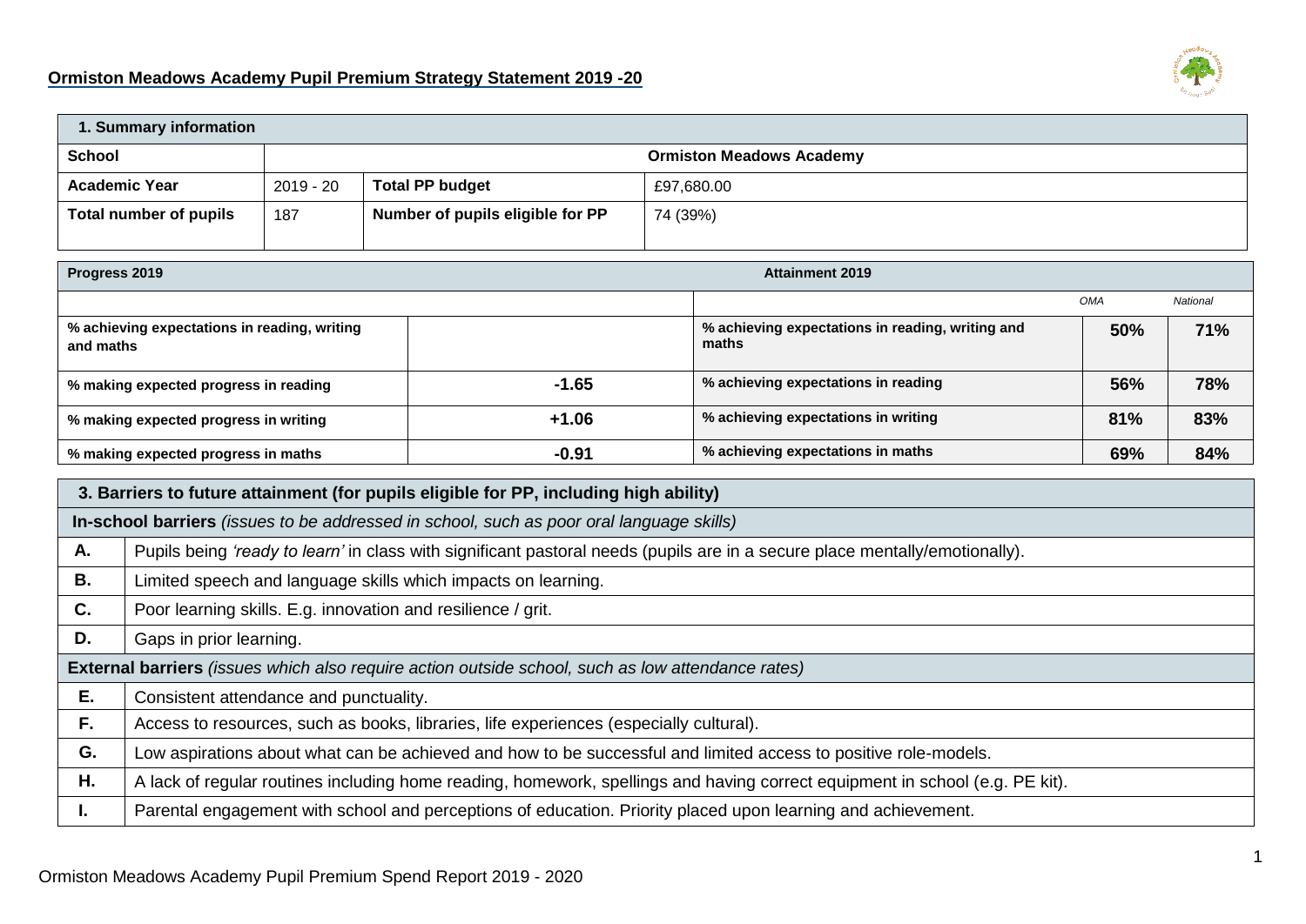## Ormiston Meadows Academy Pupil Premium Strategy Statement 2019 -20

| **1. Summary information** | | | |
|---|---|---|---|
| **School** | **Ormiston Meadows Academy** | | |
| **Academic Year** | 2019 - 20 | **Total PP budget** | £97,680.00 |
| **Total number of pupils** | 187 | **Number of pupils eligible for PP** | 74 (39%) |

| **Progress 2019** | | **Attainment 2019** | | |
|---|---|---|---|---|
| | | | *OMA* | *National* |
| **% achieving expectations in reading, writing and maths** | | **% achieving expectations in reading, writing and maths** | **50%** | **71%** |
| **% making expected progress in reading** | **-1.65** | **% achieving expectations in reading** | **56%** | **78%** |
| **% making expected progress in writing** | **+1.06** | **% achieving expectations in writing** | **81%** | **83%** |
| **% making expected progress in maths** | **-0.91** | **% achieving expectations in maths** | **69%** | **84%** |

| **3. Barriers to future attainment (for pupils eligible for PP, including high ability)** | |
|---|---|
| **In-school barriers** *(issues to be addressed in school, such as poor oral language skills)* | |
| **A.** | Pupils being *'ready to learn'* in class with significant pastoral needs (pupils are in a secure place mentally/emotionally). |
| **B.** | Limited speech and language skills which impacts on learning. |
| **C.** | Poor learning skills. E.g. innovation and resilience / grit. |
| **D.** | Gaps in prior learning. |
| **External barriers** *(issues which also require action outside school, such as low attendance rates)* | |
| **E.** | Consistent attendance and punctuality. |
| **F.** | Access to resources, such as books, libraries, life experiences (especially cultural). |
| **G.** | Low aspirations about what can be achieved and how to be successful and limited access to positive role-models. |
| **H.** | A lack of regular routines including home reading, homework, spellings and having correct equipment in school (e.g. PE kit). |
| **I.** | Parental engagement with school and perceptions of education. Priority placed upon learning and achievement. |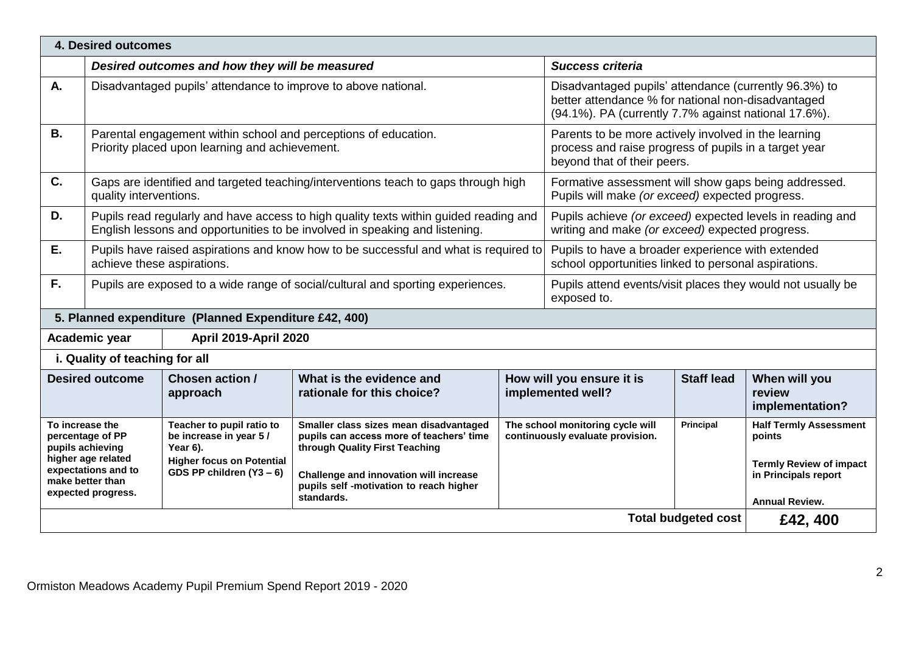## 4. Desired outcomes

| | *Desired outcomes and how they will be measured* | *Success criteria* |
|---|---|---|
| **A.** | Disadvantaged pupils' attendance to improve to above national. | Disadvantaged pupils' attendance (currently 96.3%) to better attendance % for national non-disadvantaged (94.1%). PA (currently 7.7% against national 17.6%). |
| **B.** | Parental engagement within school and perceptions of education. Priority placed upon learning and achievement. | Parents to be more actively involved in the learning process and raise progress of pupils in a target year beyond that of their peers. |
| **C.** | Gaps are identified and targeted teaching/interventions teach to gaps through high quality interventions. | Formative assessment will show gaps being addressed. Pupils will make *(or exceed)* expected progress. |
| **D.** | Pupils read regularly and have access to high quality texts within guided reading and English lessons and opportunities to be involved in speaking and listening. | Pupils achieve *(or exceed)* expected levels in reading and writing and make *(or exceed)* expected progress. |
| **E.** | Pupils have raised aspirations and know how to be successful and what is required to achieve these aspirations. | Pupils to have a broader experience with extended school opportunities linked to personal aspirations. |
| **F.** | Pupils are exposed to a wide range of social/cultural and sporting experiences. | Pupils attend events/visit places they would not usually be exposed to. |

## 5. Planned expenditure (Planned Expenditure £42, 400)

**Academic year** | **April 2019-April 2020**

### i. Quality of teaching for all

| Desired outcome | Chosen action / approach | What is the evidence and rationale for this choice? | How will you ensure it is implemented well? | Staff lead | When will you review implementation? |
|---|---|---|---|---|---|
| **To increase the percentage of PP pupils achieving higher age related expectations and to make better than expected progress.** | **Teacher to pupil ratio to be increase in year 5 / Year 6). Higher focus on Potential GDS PP children (Y3 – 6)** | **Smaller class sizes mean disadvantaged pupils can access more of teachers' time through Quality First Teaching**<br><br>**Challenge and innovation will increase pupils self -motivation to reach higher standards.** | **The school monitoring cycle will continuously evaluate provision.** | **Principal** | **Half Termly Assessment points**<br><br>**Termly Review of impact in Principals report**<br><br>**Annual Review.** |
| | | | | **Total budgeted cost** | **£42, 400** |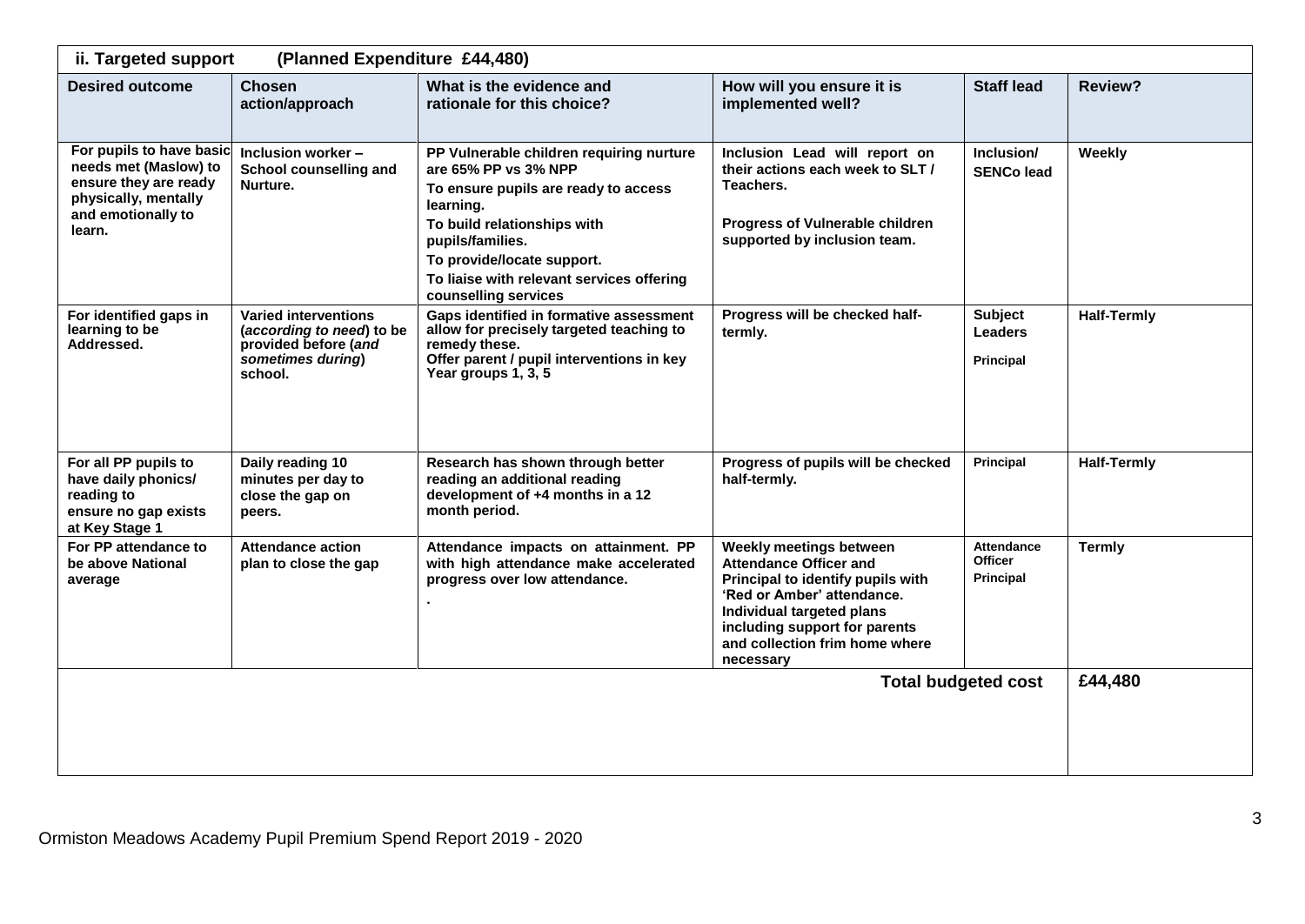| ii. Targeted support (Planned Expenditure £44,480) | | | | | |
|---|---|---|---|---|---|
| **Desired outcome** | **Chosen action/approach** | **What is the evidence and rationale for this choice?** | **How will you ensure it is implemented well?** | **Staff lead** | **Review?** |
| **For pupils to have basic needs met (Maslow) to ensure they are ready physically, mentally and emotionally to learn.** | **Inclusion worker – School counselling and Nurture.** | **PP Vulnerable children requiring nurture are 65% PP vs 3% NPP**<br>**To ensure pupils are ready to access learning.**<br>**To build relationships with pupils/families.**<br>**To provide/locate support.**<br>**To liaise with relevant services offering counselling services** | **Inclusion Lead will report on their actions each week to SLT / Teachers.**<br><br>**Progress of Vulnerable children supported by inclusion team.** | **Inclusion/ SENCo lead** | **Weekly** |
| **For identified gaps in learning to be Addressed.** | **Varied interventions (*according to need*) to be provided before (*and sometimes during*) school.** | **Gaps identified in formative assessment allow for precisely targeted teaching to remedy these.**<br>**Offer parent / pupil interventions in key Year groups 1, 3, 5** | **Progress will be checked half-termly.** | **Subject Leaders**<br><br>**Principal** | **Half-Termly** |
| **For all PP pupils to have daily phonics/ reading to ensure no gap exists at Key Stage 1** | **Daily reading 10 minutes per day to close the gap on peers.** | **Research has shown through better reading an additional reading development of +4 months in a 12 month period.** | **Progress of pupils will be checked half-termly.** | **Principal** | **Half-Termly** |
| **For PP attendance to be above National average** | **Attendance action plan to close the gap** | **Attendance impacts on attainment. PP with high attendance make accelerated progress over low attendance.**<br>**.** | **Weekly meetings between Attendance Officer and Principal to identify pupils with 'Red or Amber' attendance. Individual targeted plans including support for parents and collection frim home where necessary** | **Attendance Officer Principal** | **Termly** |
| | | | | **Total budgeted cost** | **£44,480** |

Ormiston Meadows Academy Pupil Premium Spend Report 2019 - 2020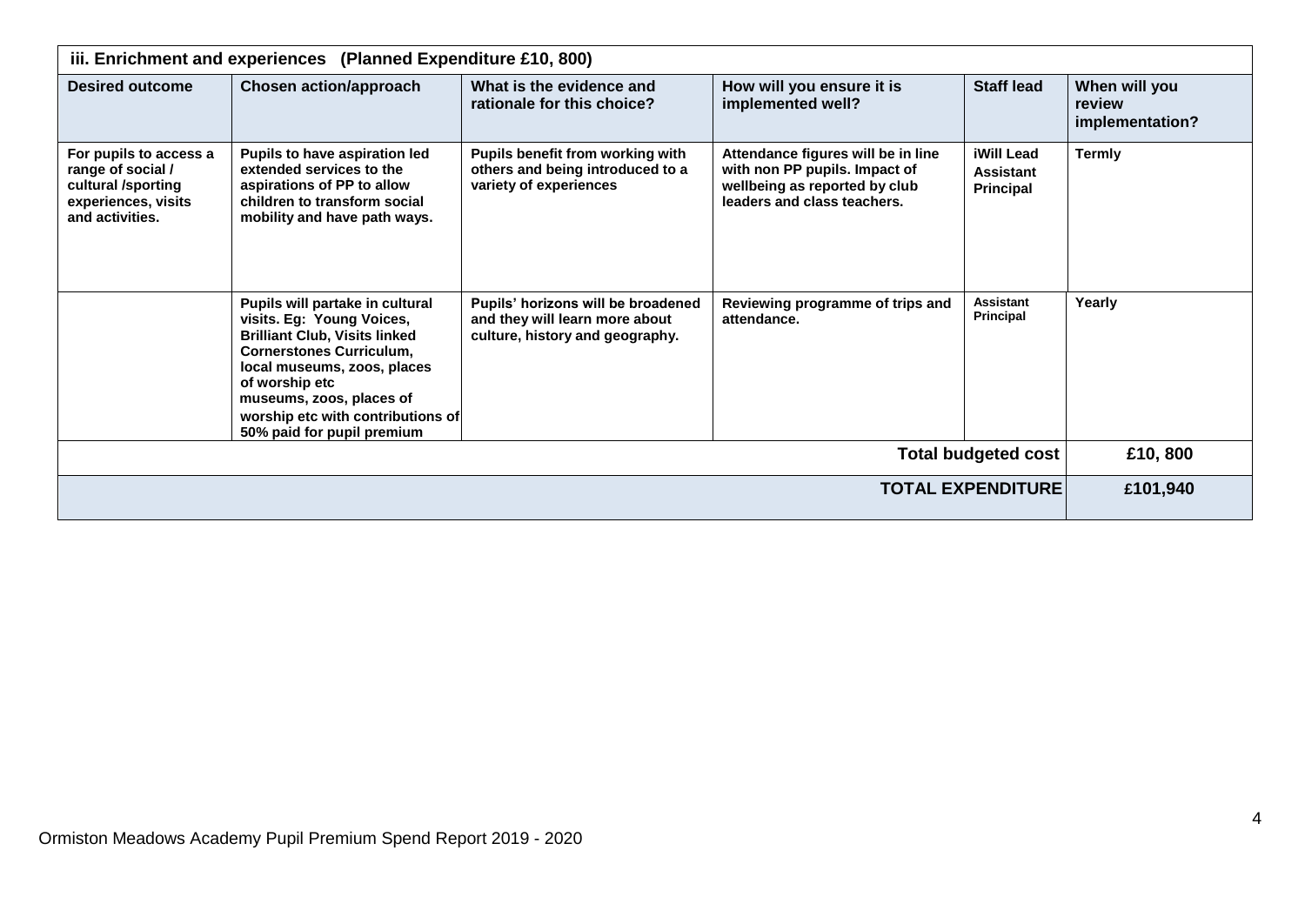| iii. Enrichment and experiences (Planned Expenditure £10, 800) | | | | | |
|---|---|---|---|---|---|
| **Desired outcome** | **Chosen action/approach** | **What is the evidence and rationale for this choice?** | **How will you ensure it is implemented well?** | **Staff lead** | **When will you review implementation?** |
| **For pupils to access a range of social / cultural /sporting experiences, visits and activities.** | **Pupils to have aspiration led extended services to the aspirations of PP to allow children to transform social mobility and have path ways.** | **Pupils benefit from working with others and being introduced to a variety of experiences** | **Attendance figures will be in line with non PP pupils. Impact of wellbeing as reported by club leaders and class teachers.** | **iWill Lead Assistant Principal** | **Termly** |
| | **Pupils will partake in cultural visits. Eg: Young Voices, Brilliant Club, Visits linked Cornerstones Curriculum, local museums, zoos, places of worship etc museums, zoos, places of worship etc with contributions of 50% paid for pupil premium** | **Pupils' horizons will be broadened and they will learn more about culture, history and geography.** | **Reviewing programme of trips and attendance.** | **Assistant Principal** | **Yearly** |
| | | | | **Total budgeted cost** | **£10, 800** |
| | | | | **TOTAL EXPENDITURE** | **£101,940** |

Ormiston Meadows Academy Pupil Premium Spend Report 2019 - 2020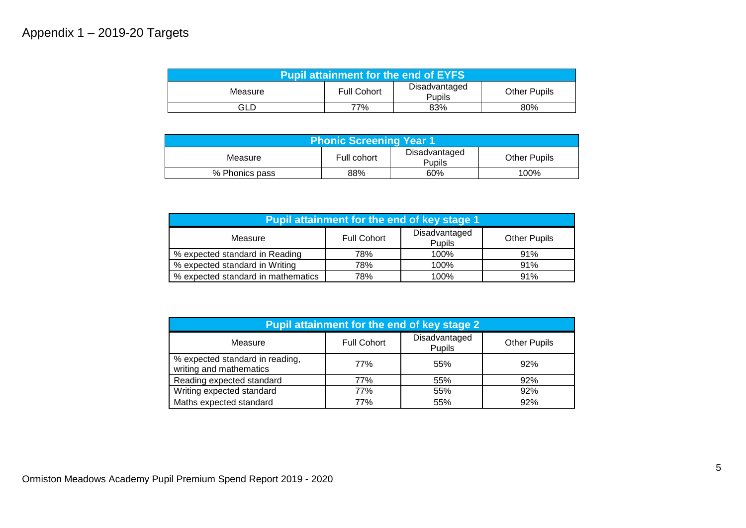# Appendix 1 – 2019-20 Targets

| Pupil attainment for the end of EYFS | | | |
|---|---|---|---|
| Measure | Full Cohort | Disadvantaged Pupils | Other Pupils |
| GLD | 77% | 83% | 80% |

| Phonic Screening Year 1 | | | |
|---|---|---|---|
| Measure | Full cohort | Disadvantaged Pupils | Other Pupils |
| % Phonics pass | 88% | 60% | 100% |

| Pupil attainment for the end of key stage 1 | | | |
|---|---|---|---|
| Measure | Full Cohort | Disadvantaged Pupils | Other Pupils |
| % expected standard in Reading | 78% | 100% | 91% |
| % expected standard in Writing | 78% | 100% | 91% |
| % expected standard in mathematics | 78% | 100% | 91% |

| Pupil attainment for the end of key stage 2 | | | |
|---|---|---|---|
| Measure | Full Cohort | Disadvantaged Pupils | Other Pupils |
| % expected standard in reading, writing and mathematics | 77% | 55% | 92% |
| Reading expected standard | 77% | 55% | 92% |
| Writing expected standard | 77% | 55% | 92% |
| Maths expected standard | 77% | 55% | 92% |